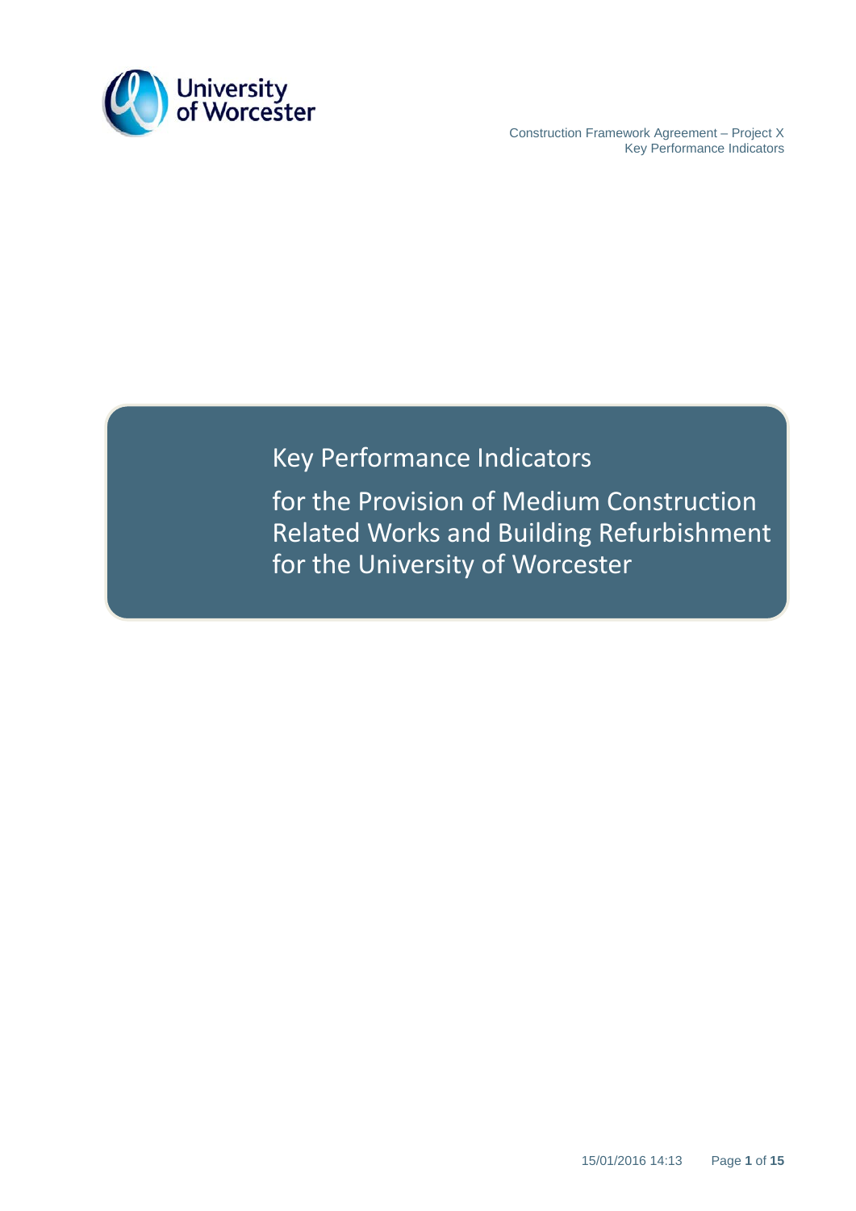# Key Performance Indicators

## for the Provision of Medium Construction Related Works and Building Refurbishment for the University of Worcester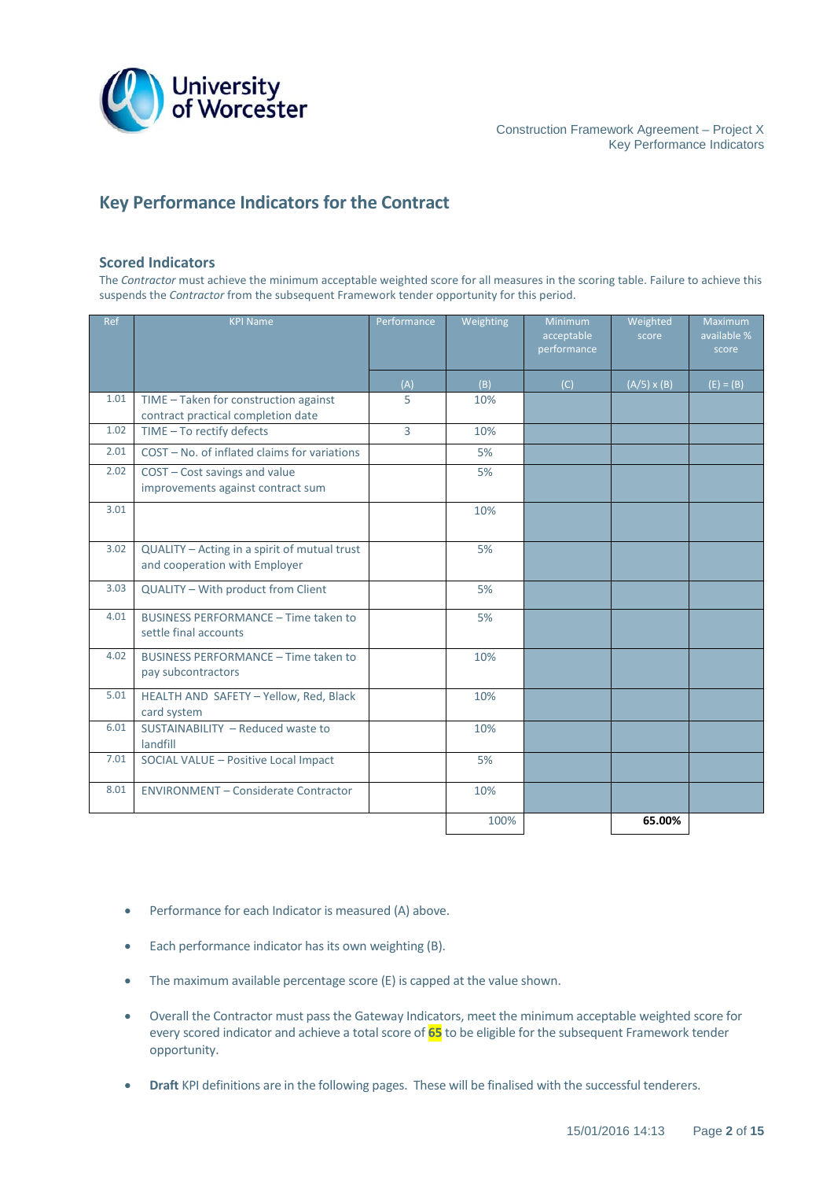## Key Performance Indicators for the Contract

### Scored Indicators

The *Contractor* must achieve the minimum acceptable weighted score for all measures in the scoring table. Failure to achieve this suspends the *Contractor* from the subsequent Framework tender opportunity for this period.

| Ref | KPI Name | Performance | Weighting | Minimum acceptable performance | Weighted score | Maximum available % score |
|---|---|---|---|---|---|---|
| | | (A) | (B) | (C) | (A/5) x (B) | (E) = (B) |
| 1.01 | TIME – Taken for construction against contract practical completion date | 5 | 10% | | | |
| 1.02 | TIME – To rectify defects | 3 | 10% | | | |
| 2.01 | COST – No. of inflated claims for variations | | 5% | | | |
| 2.02 | COST – Cost savings and value improvements against contract sum | | 5% | | | |
| 3.01 | | | 10% | | | |
| 3.02 | QUALITY – Acting in a spirit of mutual trust and cooperation with Employer | | 5% | | | |
| 3.03 | QUALITY – With product from Client | | 5% | | | |
| 4.01 | BUSINESS PERFORMANCE – Time taken to settle final accounts | | 5% | | | |
| 4.02 | BUSINESS PERFORMANCE – Time taken to pay subcontractors | | 10% | | | |
| 5.01 | HEALTH AND SAFETY – Yellow, Red, Black card system | | 10% | | | |
| 6.01 | SUSTAINABILITY – Reduced waste to landfill | | 10% | | | |
| 7.01 | SOCIAL VALUE – Positive Local Impact | | 5% | | | |
| 8.01 | ENVIRONMENT – Considerate Contractor | | 10% | | | |
| | | | 100% | | **65.00%** | |

- Performance for each Indicator is measured (A) above.
- Each performance indicator has its own weighting (B).
- The maximum available percentage score (E) is capped at the value shown.
- Overall the Contractor must pass the Gateway Indicators, meet the minimum acceptable weighted score for every scored indicator and achieve a total score of **65** to be eligible for the subsequent Framework tender opportunity.
- **Draft** KPI definitions are in the following pages. These will be finalised with the successful tenderers.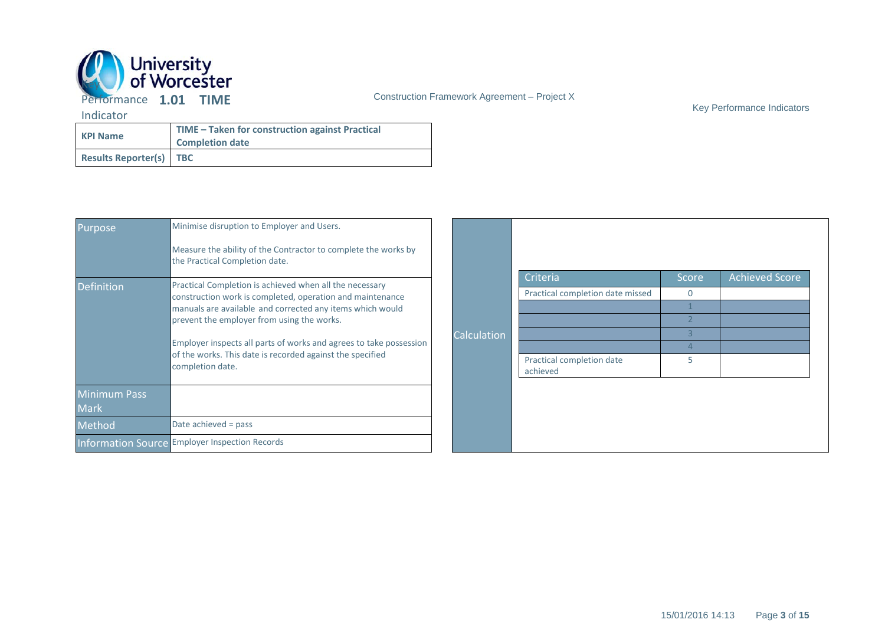# Key Performance Indicator 1.01 TIME

Construction Framework Agreement – Project X

Key Performance Indicators

| KPI Name | TIME – Taken for construction against Practical Completion date |
| --- | --- |
| Results Reporter(s) | TBC |

| | |
| --- | --- |
| Purpose | Minimise disruption to Employer and Users.<br><br>Measure the ability of the Contractor to complete the works by the Practical Completion date. |
| Definition | Practical Completion is achieved when all the necessary construction work is completed, operation and maintenance manuals are available and corrected any items which would prevent the employer from using the works.<br><br>Employer inspects all parts of works and agrees to take possession of the works. This date is recorded against the specified completion date. |
| Minimum Pass Mark | |
| Method | Date achieved = pass |
| Information Source | Employer Inspection Records |

**Calculation**

| Criteria | Score | Achieved Score |
| --- | --- | --- |
| Practical completion date missed | 0 | |
| | 1 | |
| | 2 | |
| | 3 | |
| | 4 | |
| Practical completion date achieved | 5 | |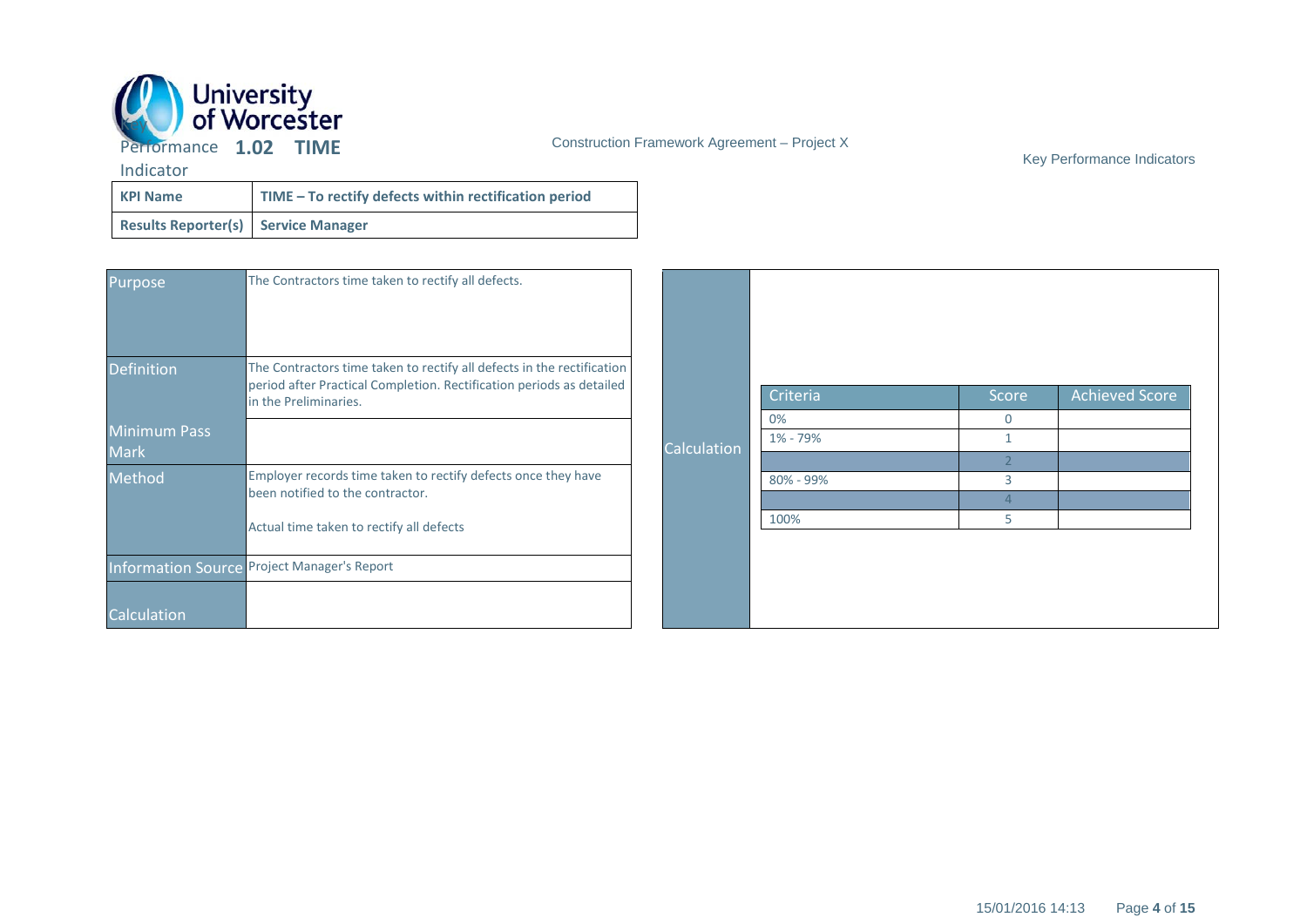# Key Performance Indicator 1.02 TIME

Construction Framework Agreement – Project X

Key Performance Indicators

| KPI Name | TIME – To rectify defects within rectification period |
| --- | --- |
| Results Reporter(s) | Service Manager |

| | |
| --- | --- |
| Purpose | The Contractors time taken to rectify all defects. |
| Definition | The Contractors time taken to rectify all defects in the rectification period after Practical Completion. Rectification periods as detailed in the Preliminaries. |
| Minimum Pass Mark | |
| Method | Employer records time taken to rectify defects once they have been notified to the contractor.<br><br>Actual time taken to rectify all defects |
| Information Source | Project Manager's Report |
| Calculation | |

**Calculation**

| Criteria | Score | Achieved Score |
| --- | --- | --- |
| 0% | 0 | |
| 1% - 79% | 1 | |
| | 2 | |
| 80% - 99% | 3 | |
| | 4 | |
| 100% | 5 | |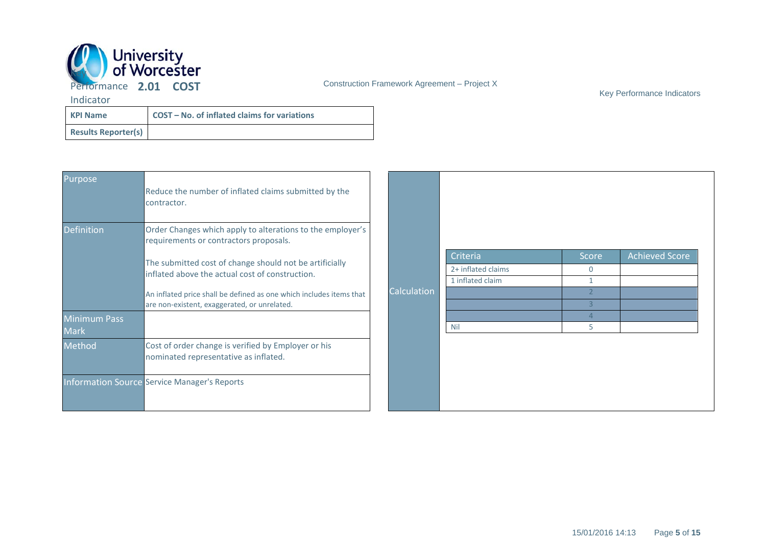Key Performance Indicator **2.01 COST**

Construction Framework Agreement – Project X

Key Performance Indicators

| **KPI Name** | **COST – No. of inflated claims for variations** |
|---|---|
| **Results Reporter(s)** | |

| | |
|---|---|
| Purpose | Reduce the number of inflated claims submitted by the contractor. |
| Definition | Order Changes which apply to alterations to the employer's requirements or contractors proposals.<br><br>The submitted cost of change should not be artificially inflated above the actual cost of construction.<br><br>An inflated price shall be defined as one which includes items that are non-existent, exaggerated, or unrelated. |
| Minimum Pass Mark | |
| Method | Cost of order change is verified by Employer or his nominated representative as inflated. |
| Information Source | Service Manager's Reports |

**Calculation**

| Criteria | Score | Achieved Score |
|---|---|---|
| 2+ inflated claims | 0 | |
| 1 inflated claim | 1 | |
| | 2 | |
| | 3 | |
| | 4 | |
| Nil | 5 | |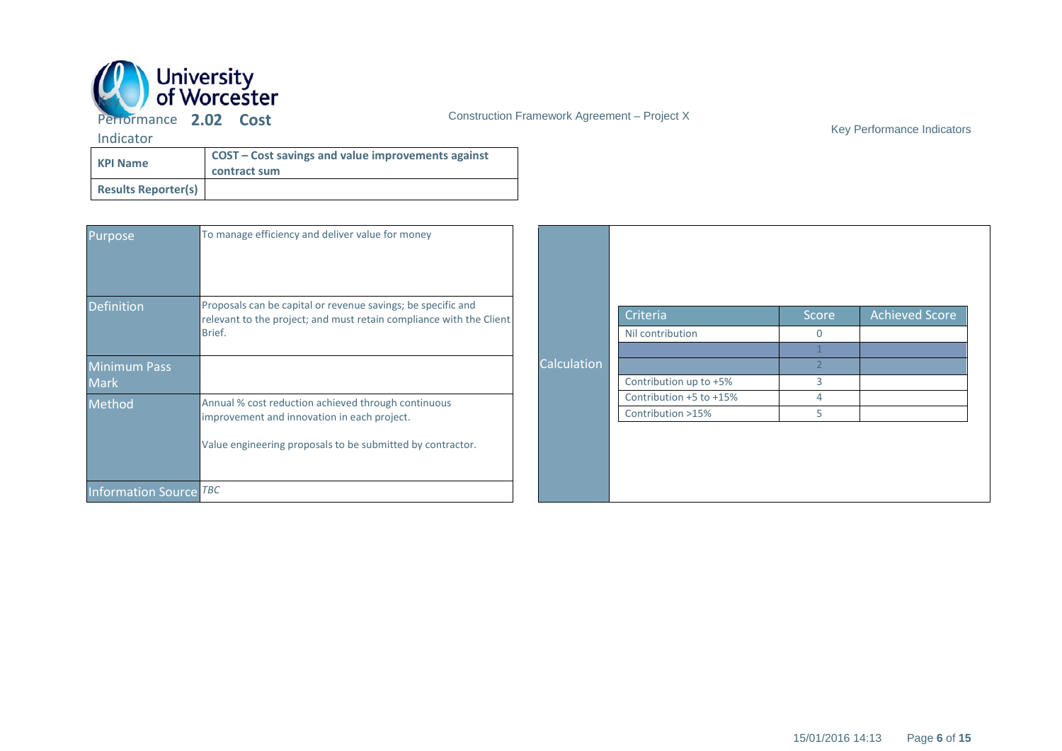# Key Performance Indicator 2.02 Cost

| KPI Name | COST – Cost savings and value improvements against contract sum |
|---|---|
| Results Reporter(s) | |

| Purpose | To manage efficiency and deliver value for money |
|---|---|
| Definition | Proposals can be capital or revenue savings; be specific and relevant to the project; and must retain compliance with the Client Brief. |
| Minimum Pass Mark | |
| Method | Annual % cost reduction achieved through continuous improvement and innovation in each project.<br><br>Value engineering proposals to be submitted by contractor. |
| Information Source | *TBC* |

**Calculation**

| Criteria | Score | Achieved Score |
|---|---|---|
| Nil contribution | 0 | |
| | 1 | |
| | 2 | |
| Contribution up to +5% | 3 | |
| Contribution +5 to +15% | 4 | |
| Contribution >15% | 5 | |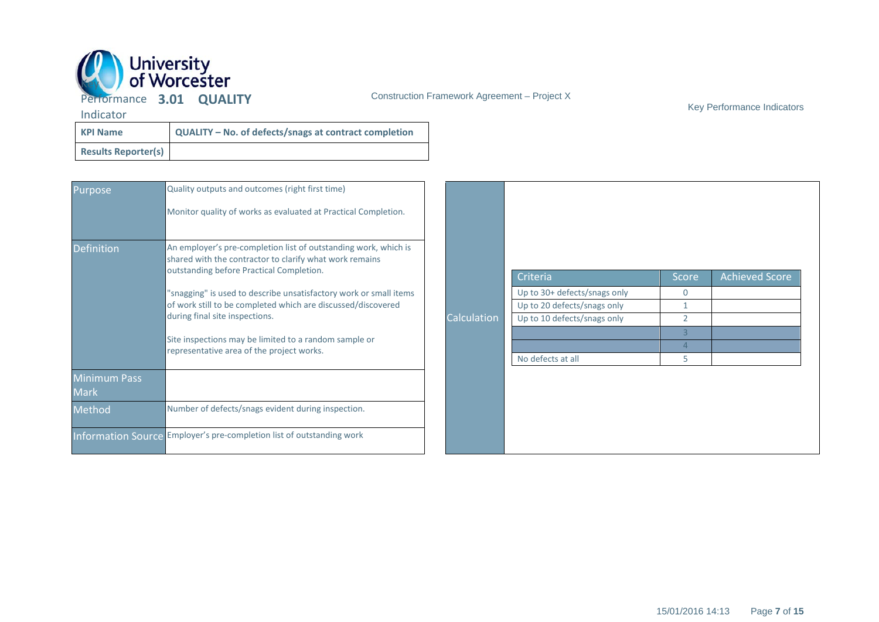# Performance Indicator 3.01 QUALITY

Construction Framework Agreement – Project X

Key Performance Indicators

| KPI Name | QUALITY – No. of defects/snags at contract completion |
|---|---|
| Results Reporter(s) | |

| | |
|---|---|
| Purpose | Quality outputs and outcomes (right first time)<br><br>Monitor quality of works as evaluated at Practical Completion. |
| Definition | An employer's pre-completion list of outstanding work, which is shared with the contractor to clarify what work remains outstanding before Practical Completion.<br><br>"snagging" is used to describe unsatisfactory work or small items of work still to be completed which are discussed/discovered during final site inspections.<br><br>Site inspections may be limited to a random sample or representative area of the project works. |
| Minimum Pass Mark | |
| Method | Number of defects/snags evident during inspection. |
| Information Source | Employer's pre-completion list of outstanding work |

**Calculation**

| Criteria | Score | Achieved Score |
|---|---|---|
| Up to 30+ defects/snags only | 0 | |
| Up to 20 defects/snags only | 1 | |
| Up to 10 defects/snags only | 2 | |
| | 3 | |
| | 4 | |
| No defects at all | 5 | |

15/01/2016 14:13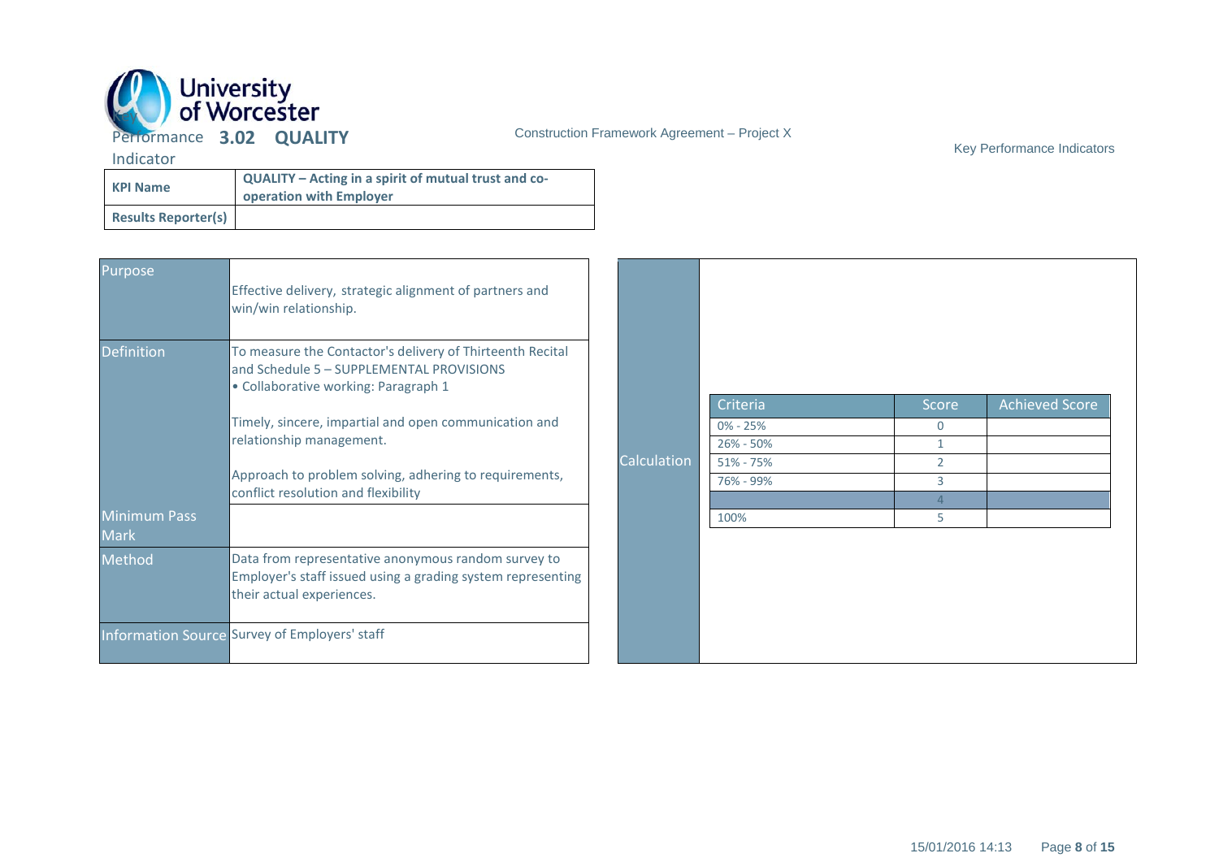# Performance Indicator 3.02 QUALITY

| KPI Name | QUALITY – Acting in a spirit of mutual trust and co-operation with Employer |
|---|---|
| Results Reporter(s) | |

| | |
|---|---|
| Purpose | Effective delivery, strategic alignment of partners and win/win relationship. |
| Definition | To measure the Contactor's delivery of Thirteenth Recital and Schedule 5 – SUPPLEMENTAL PROVISIONS<br>• Collaborative working: Paragraph 1<br><br>Timely, sincere, impartial and open communication and relationship management.<br><br>Approach to problem solving, adhering to requirements, conflict resolution and flexibility |
| Minimum Pass Mark | |
| Method | Data from representative anonymous random survey to Employer's staff issued using a grading system representing their actual experiences. |
| Information Source | Survey of Employers' staff |

**Calculation**

| Criteria | Score | Achieved Score |
|---|---|---|
| 0% - 25% | 0 | |
| 26% - 50% | 1 | |
| 51% - 75% | 2 | |
| 76% - 99% | 3 | |
| | 4 | |
| 100% | 5 | |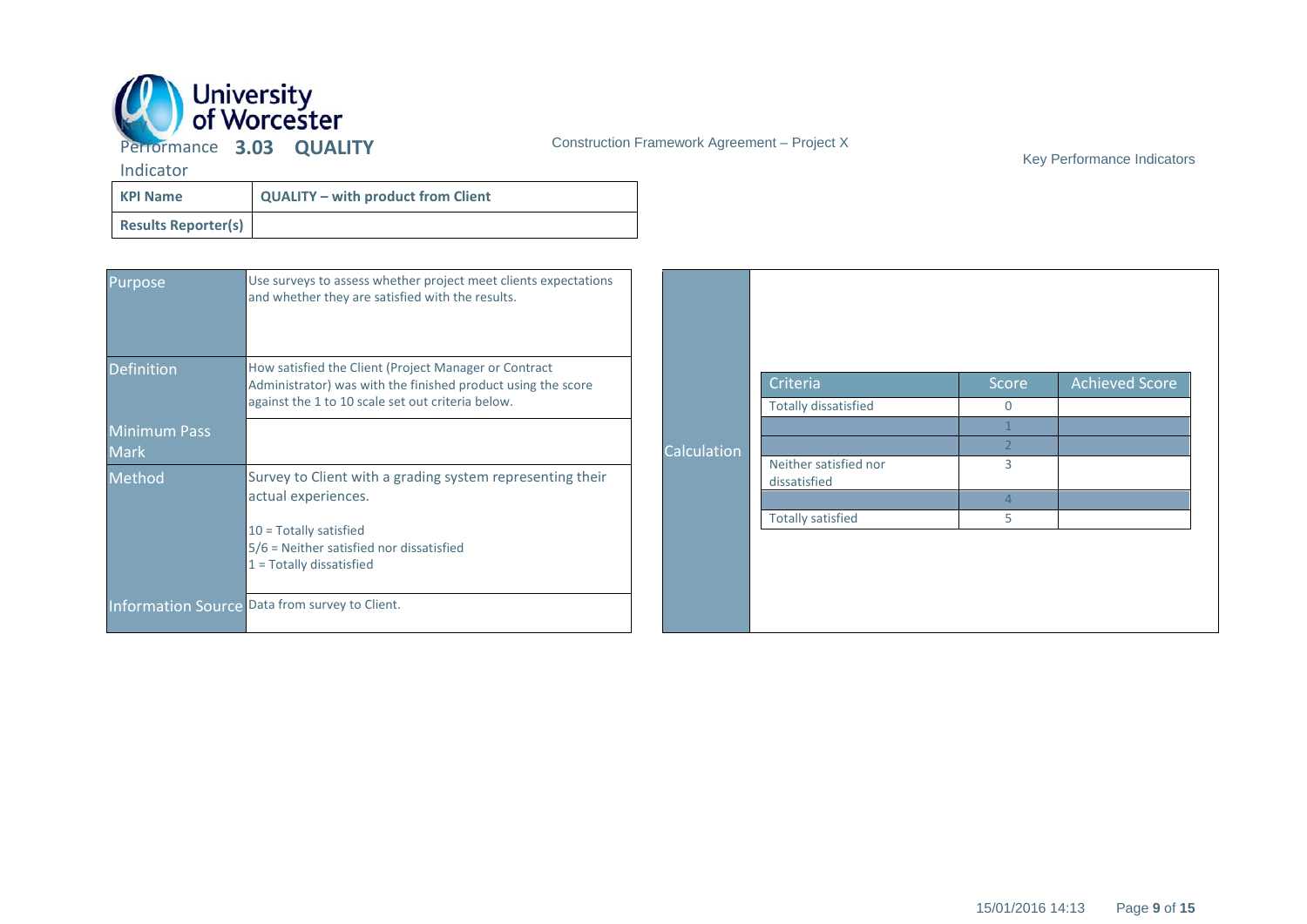# Key Performance Indicator 3.03 QUALITY

| KPI Name | QUALITY – with product from Client |
|---|---|
| Results Reporter(s) | |

| | |
|---|---|
| Purpose | Use surveys to assess whether project meet clients expectations and whether they are satisfied with the results. |
| Definition | How satisfied the Client (Project Manager or Contract Administrator) was with the finished product using the score against the 1 to 10 scale set out criteria below. |
| Minimum Pass Mark | |
| Method | Survey to Client with a grading system representing their actual experiences.<br><br>10 = Totally satisfied<br>5/6 = Neither satisfied nor dissatisfied<br>1 = Totally dissatisfied |
| Information Source | Data from survey to Client. |

**Calculation**

| Criteria | Score | Achieved Score |
|---|---|---|
| Totally dissatisfied | 0 | |
| | 1 | |
| | 2 | |
| Neither satisfied nor dissatisfied | 3 | |
| | 4 | |
| Totally satisfied | 5 | |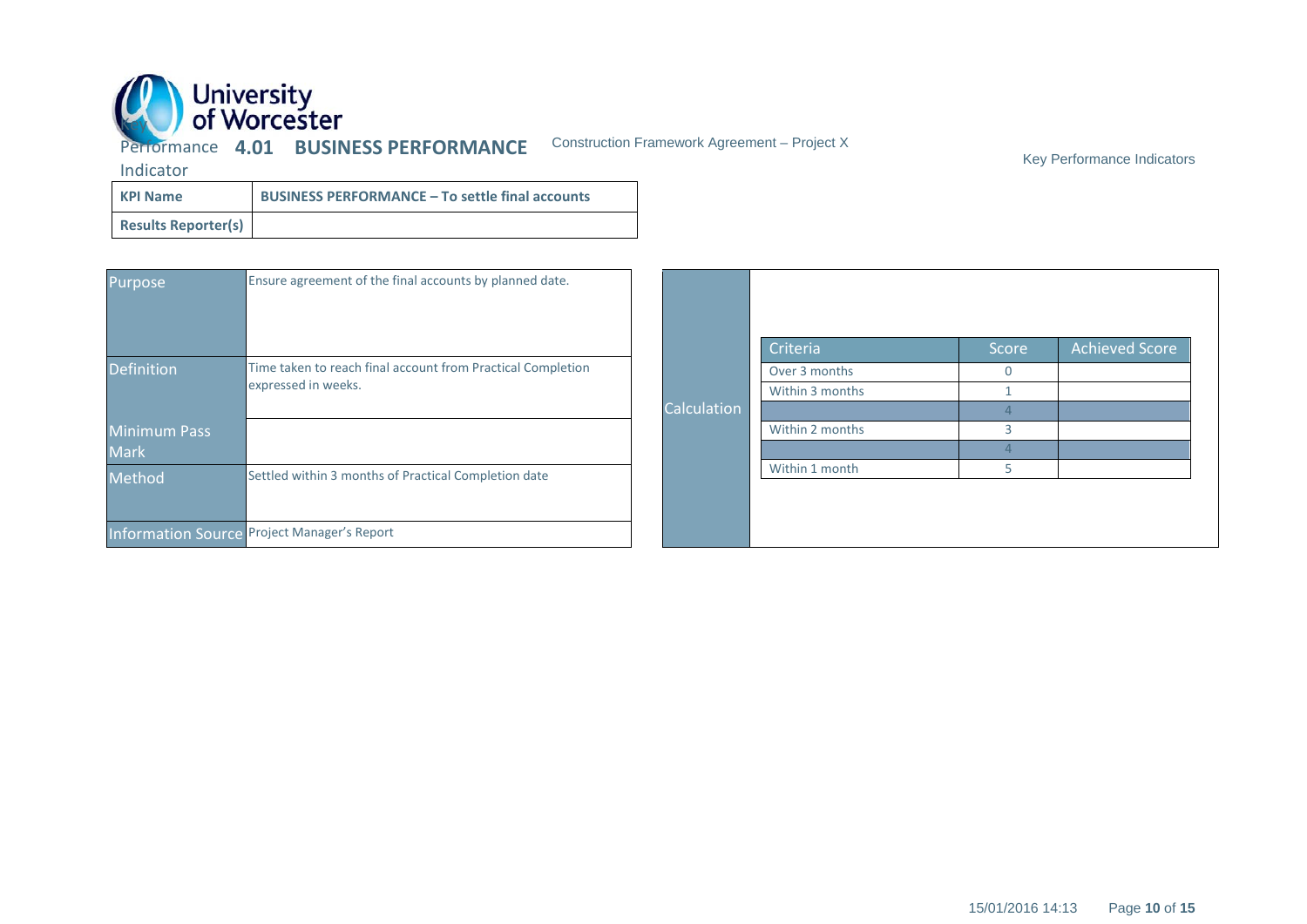Key Performance Indicator **4.01 BUSINESS PERFORMANCE**

Construction Framework Agreement – Project X

Key Performance Indicators

| **KPI Name** | **BUSINESS PERFORMANCE – To settle final accounts** |
|---|---|
| **Results Reporter(s)** | |

| | |
|---|---|
| Purpose | Ensure agreement of the final accounts by planned date. |
| Definition | Time taken to reach final account from Practical Completion expressed in weeks. |
| Minimum Pass Mark | |
| Method | Settled within 3 months of Practical Completion date |
| Information Source | Project Manager's Report |

**Calculation**

| Criteria | Score | Achieved Score |
|---|---|---|
| Over 3 months | 0 | |
| Within 3 months | 1 | |
| | 4 | |
| Within 2 months | 3 | |
| | 4 | |
| Within 1 month | 5 | |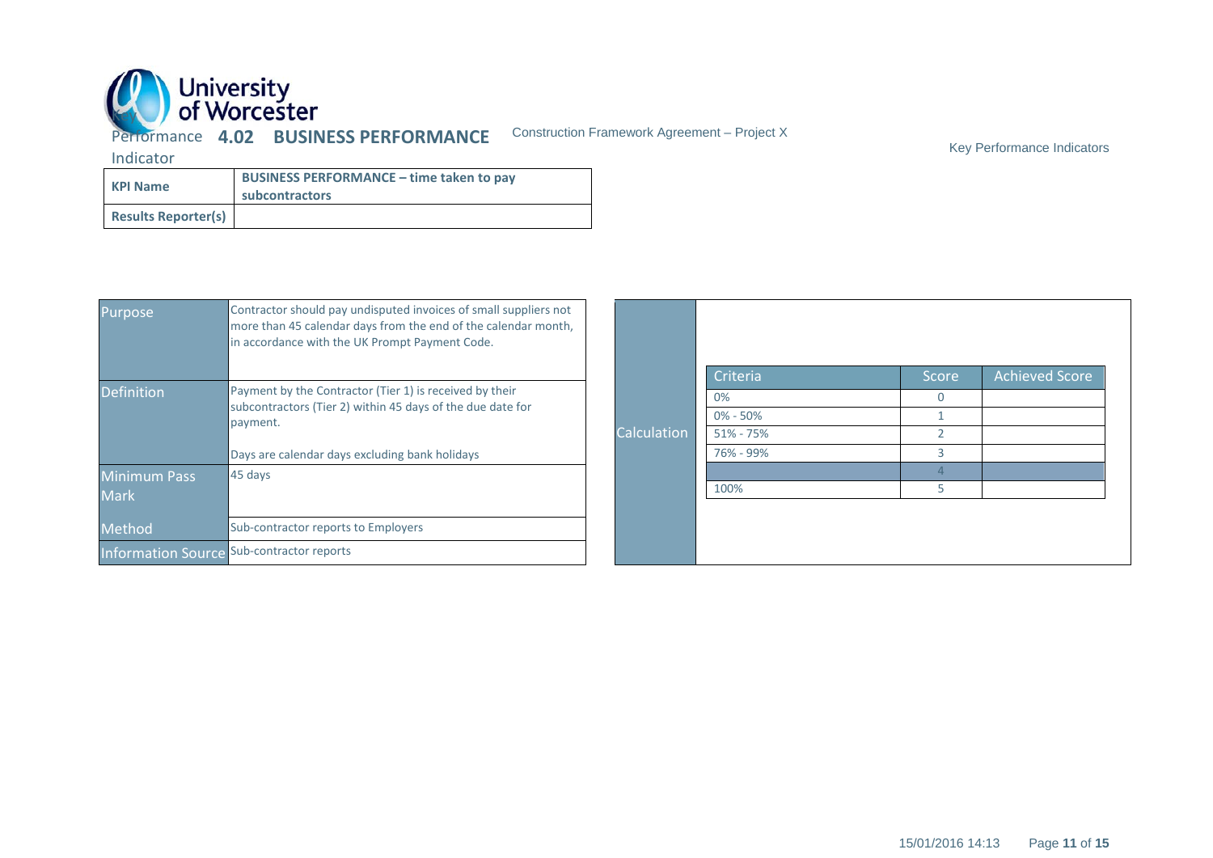Key Performance Indicator **4.02 BUSINESS PERFORMANCE**

Construction Framework Agreement – Project X

Key Performance Indicators

| **KPI Name** | **BUSINESS PERFORMANCE – time taken to pay subcontractors** |
|---|---|
| **Results Reporter(s)** | |

| | |
|---|---|
| Purpose | Contractor should pay undisputed invoices of small suppliers not more than 45 calendar days from the end of the calendar month, in accordance with the UK Prompt Payment Code. |
| Definition | Payment by the Contractor (Tier 1) is received by their subcontractors (Tier 2) within 45 days of the due date for payment.<br><br>Days are calendar days excluding bank holidays |
| Minimum Pass Mark | 45 days |
| Method | Sub-contractor reports to Employers |
| Information Source | Sub-contractor reports |

**Calculation**

| Criteria | Score | Achieved Score |
|---|---|---|
| 0% | 0 | |
| 0% - 50% | 1 | |
| 51% - 75% | 2 | |
| 76% - 99% | 3 | |
| | 4 | |
| 100% | 5 | |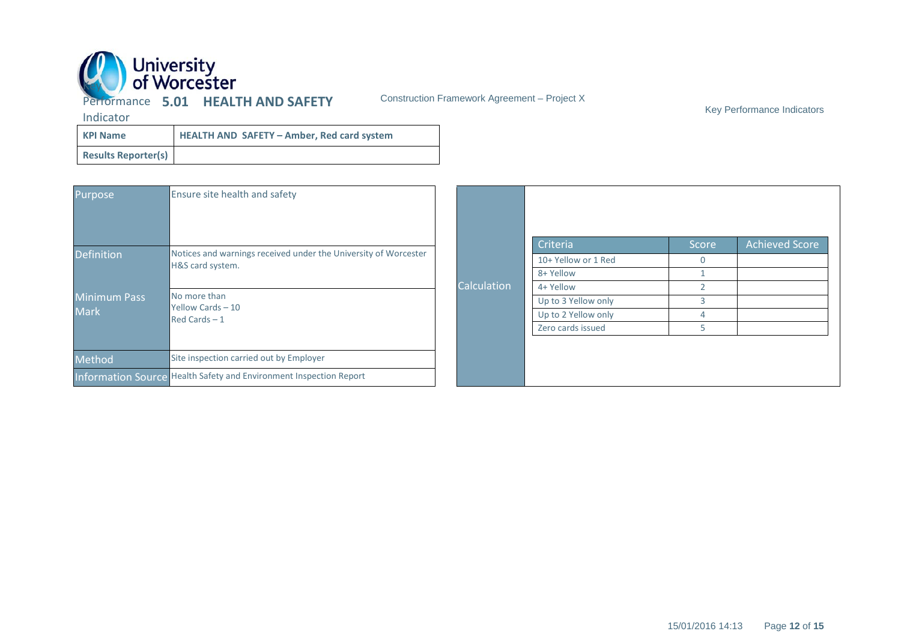University of Worcester

# Performance Indicator 5.01 HEALTH AND SAFETY

Construction Framework Agreement – Project X

Key Performance Indicators

| KPI Name | HEALTH AND SAFETY – Amber, Red card system |
|---|---|
| Results Reporter(s) | |

| | |
|---|---|
| Purpose | Ensure site health and safety |
| Definition | Notices and warnings received under the University of Worcester H&S card system. |
| Minimum Pass Mark | No more than<br>Yellow Cards – 10<br>Red Cards – 1 |
| Method | Site inspection carried out by Employer |
| Information Source | Health Safety and Environment Inspection Report |

**Calculation**

| Criteria | Score | Achieved Score |
|---|---|---|
| 10+ Yellow or 1 Red | 0 | |
| 8+ Yellow | 1 | |
| 4+ Yellow | 2 | |
| Up to 3 Yellow only | 3 | |
| Up to 2 Yellow only | 4 | |
| Zero cards issued | 5 | |

15/01/2016 14:13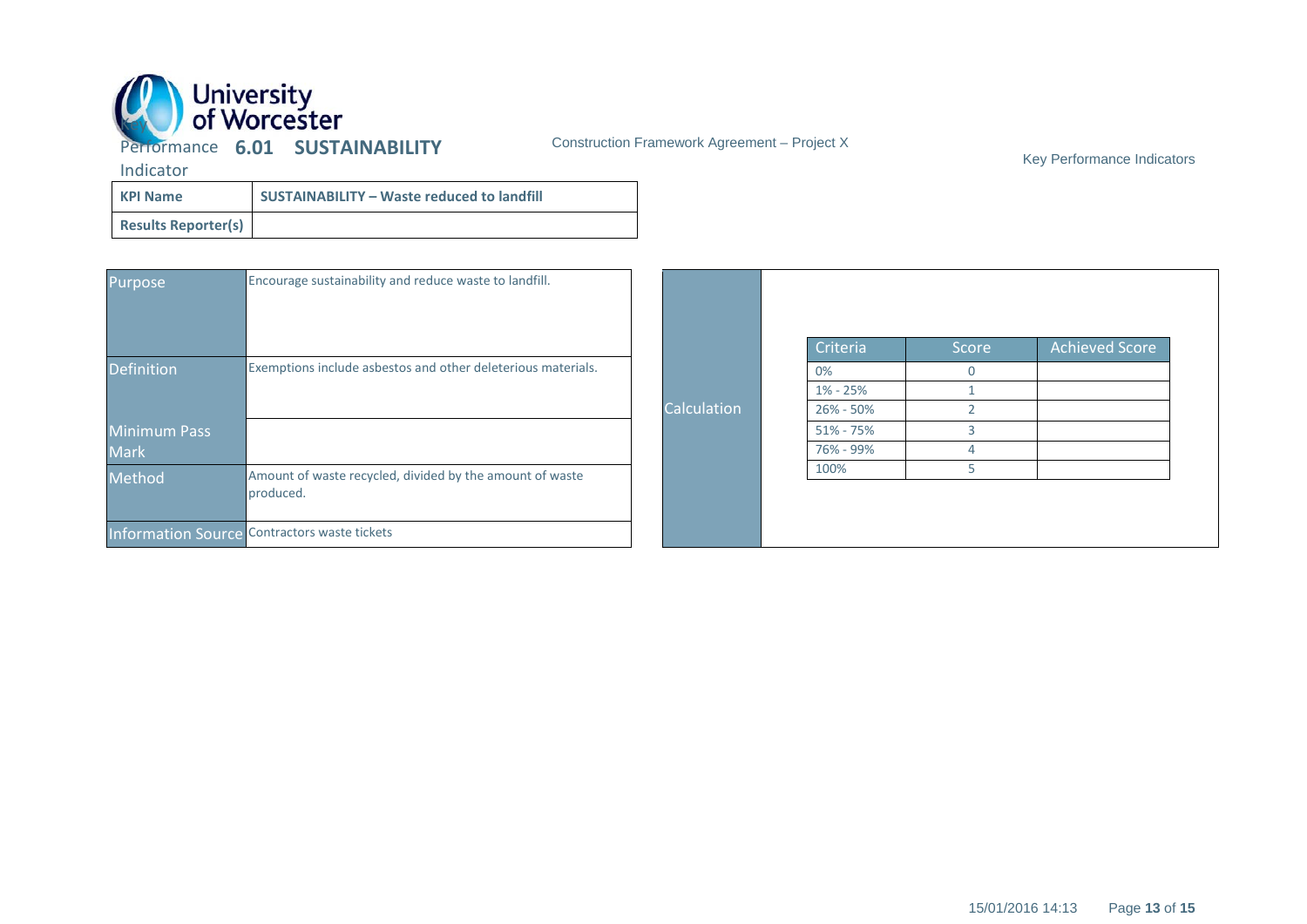University of Worcester

Key Performance Indicator **6.01 SUSTAINABILITY**

Construction Framework Agreement – Project X

Key Performance Indicators

| **KPI Name** | **SUSTAINABILITY – Waste reduced to landfill** |
|---|---|
| **Results Reporter(s)** | |

| | |
|---|---|
| Purpose | Encourage sustainability and reduce waste to landfill. |
| Definition | Exemptions include asbestos and other deleterious materials. |
| Minimum Pass Mark | |
| Method | Amount of waste recycled, divided by the amount of waste produced. |
| Information Source | Contractors waste tickets |

**Calculation**

| Criteria | Score | Achieved Score |
|---|---|---|
| 0% | 0 | |
| 1% - 25% | 1 | |
| 26% - 50% | 2 | |
| 51% - 75% | 3 | |
| 76% - 99% | 4 | |
| 100% | 5 | |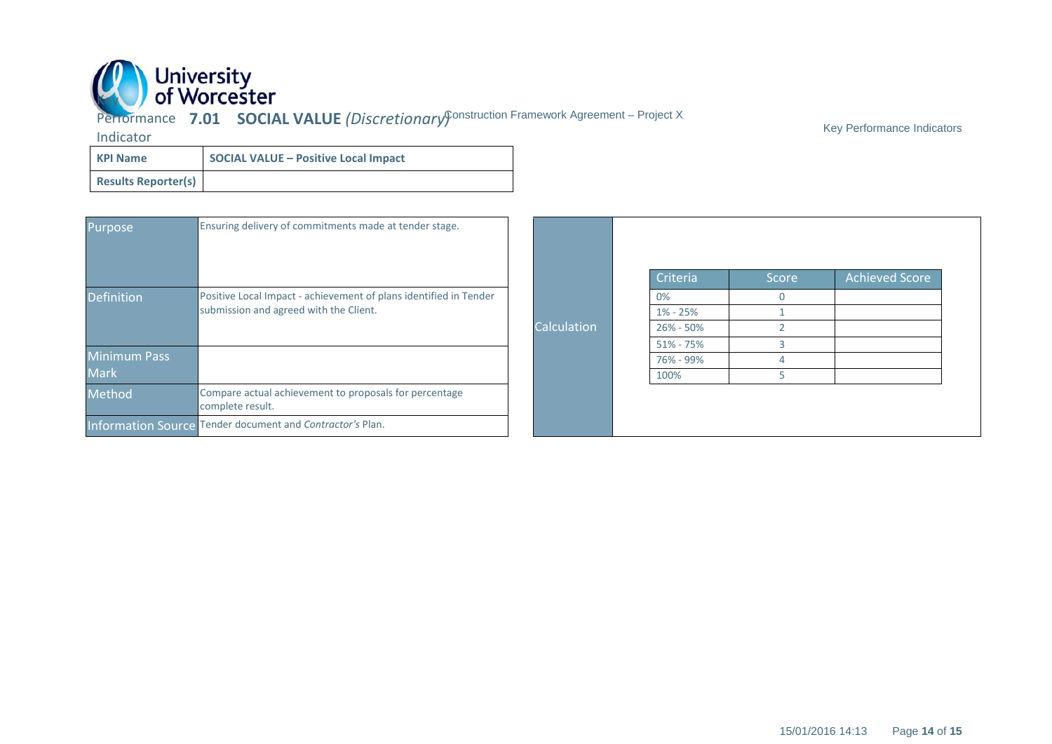Key Performance Indicator **7.01 SOCIAL VALUE** *(Discretionary)*

| KPI Name | SOCIAL VALUE – Positive Local Impact |
| --- | --- |
| Results Reporter(s) | |

| | |
| --- | --- |
| Purpose | Ensuring delivery of commitments made at tender stage. |
| Definition | Positive Local Impact - achievement of plans identified in Tender submission and agreed with the Client. |
| Minimum Pass Mark | |
| Method | Compare actual achievement to proposals for percentage complete result. |
| Information Source | Tender document and *Contractor's* Plan. |

**Calculation**

| Criteria | Score | Achieved Score |
| --- | --- | --- |
| 0% | 0 | |
| 1% - 25% | 1 | |
| 26% - 50% | 2 | |
| 51% - 75% | 3 | |
| 76% - 99% | 4 | |
| 100% | 5 | |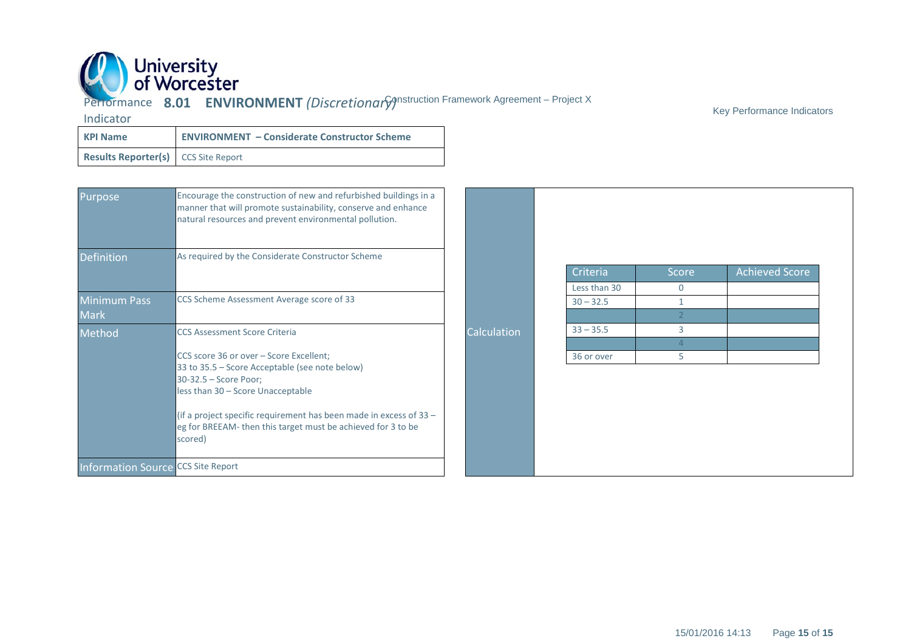Performance Indicator **8.01 ENVIRONMENT** *(Discretionary)*

| KPI Name | ENVIRONMENT – Considerate Constructor Scheme |
|---|---|
| Results Reporter(s) | CCS Site Report |

| | |
|---|---|
| Purpose | Encourage the construction of new and refurbished buildings in a manner that will promote sustainability, conserve and enhance natural resources and prevent environmental pollution. |
| Definition | As required by the Considerate Constructor Scheme |
| Minimum Pass Mark | CCS Scheme Assessment Average score of 33 |
| Method | CCS Assessment Score Criteria<br><br>CCS score 36 or over – Score Excellent;<br>33 to 35.5 – Score Acceptable (see note below)<br>30-32.5 – Score Poor;<br>less than 30 – Score Unacceptable<br><br>(if a project specific requirement has been made in excess of 33 – eg for BREEAM- then this target must be achieved for 3 to be scored) |
| Information Source | CCS Site Report |

Calculation

| Criteria | Score | Achieved Score |
|---|---|---|
| Less than 30 | 0 | |
| 30 – 32.5 | 1 | |
| | 2 | |
| 33 – 35.5 | 3 | |
| | 4 | |
| 36 or over | 5 | |